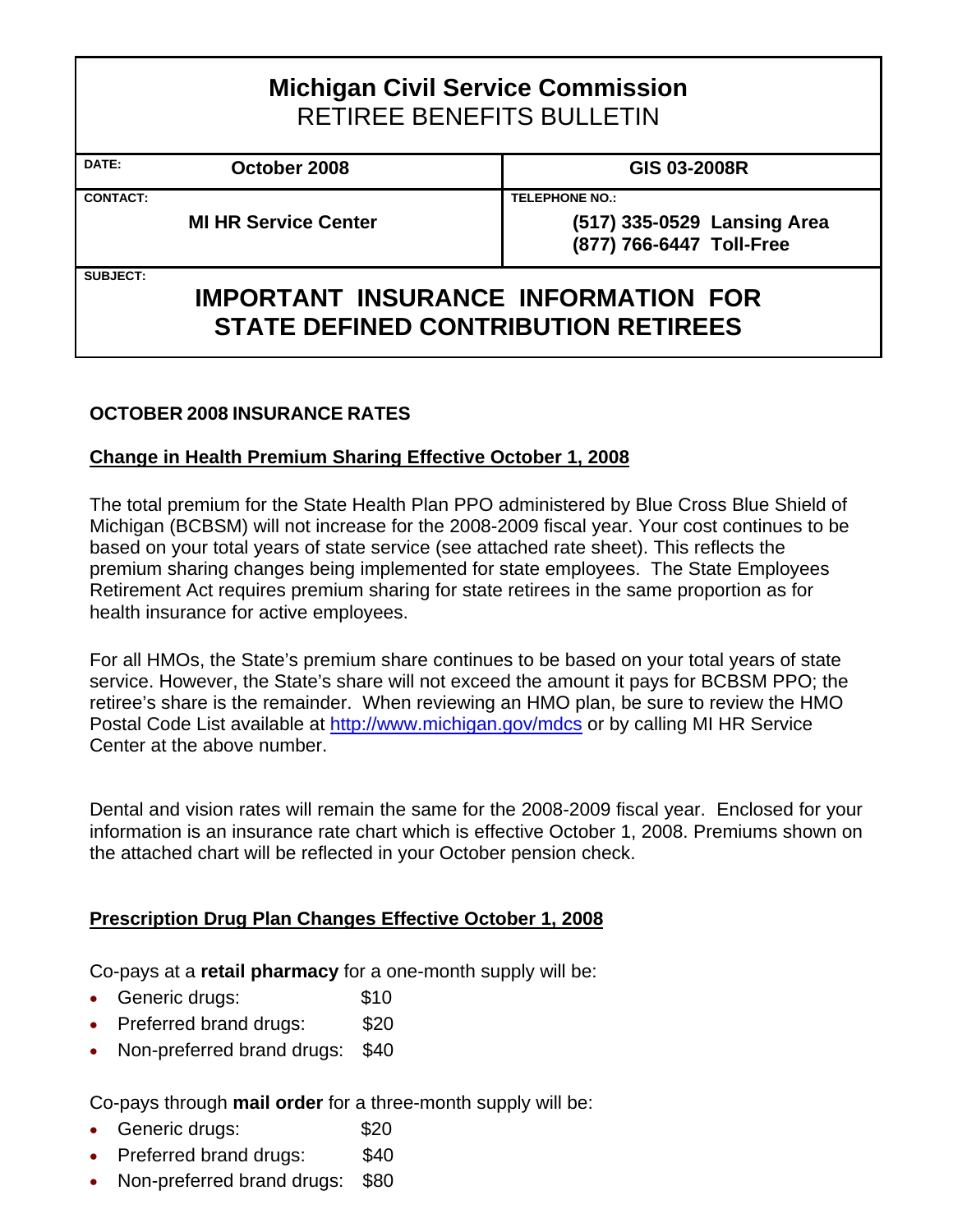# Michigan Civil Service Commission
## RETIREE BENEFITS BULLETIN

| DATE: October 2008 | GIS 03-2008R |
|---|---|
| CONTACT: MI HR Service Center | TELEPHONE NO.: (517) 335-0529 Lansing Area<br>(877) 766-6447 Toll-Free |

SUBJECT:

## IMPORTANT INSURANCE INFORMATION FOR STATE DEFINED CONTRIBUTION RETIREES

### OCTOBER 2008 INSURANCE RATES

**Change in Health Premium Sharing Effective October 1, 2008**

The total premium for the State Health Plan PPO administered by Blue Cross Blue Shield of Michigan (BCBSM) will not increase for the 2008-2009 fiscal year. Your cost continues to be based on your total years of state service (see attached rate sheet). This reflects the premium sharing changes being implemented for state employees. The State Employees Retirement Act requires premium sharing for state retirees in the same proportion as for health insurance for active employees.

For all HMOs, the State's premium share continues to be based on your total years of state service. However, the State's share will not exceed the amount it pays for BCBSM PPO; the retiree's share is the remainder. When reviewing an HMO plan, be sure to review the HMO Postal Code List available at http://www.michigan.gov/mdcs or by calling MI HR Service Center at the above number.

Dental and vision rates will remain the same for the 2008-2009 fiscal year. Enclosed for your information is an insurance rate chart which is effective October 1, 2008. Premiums shown on the attached chart will be reflected in your October pension check.

**Prescription Drug Plan Changes Effective October 1, 2008**

Co-pays at a **retail pharmacy** for a one-month supply will be:

- Generic drugs: $10
- Preferred brand drugs: $20
- Non-preferred brand drugs: $40

Co-pays through **mail order** for a three-month supply will be:

- Generic drugs: $20
- Preferred brand drugs: $40
- Non-preferred brand drugs: $80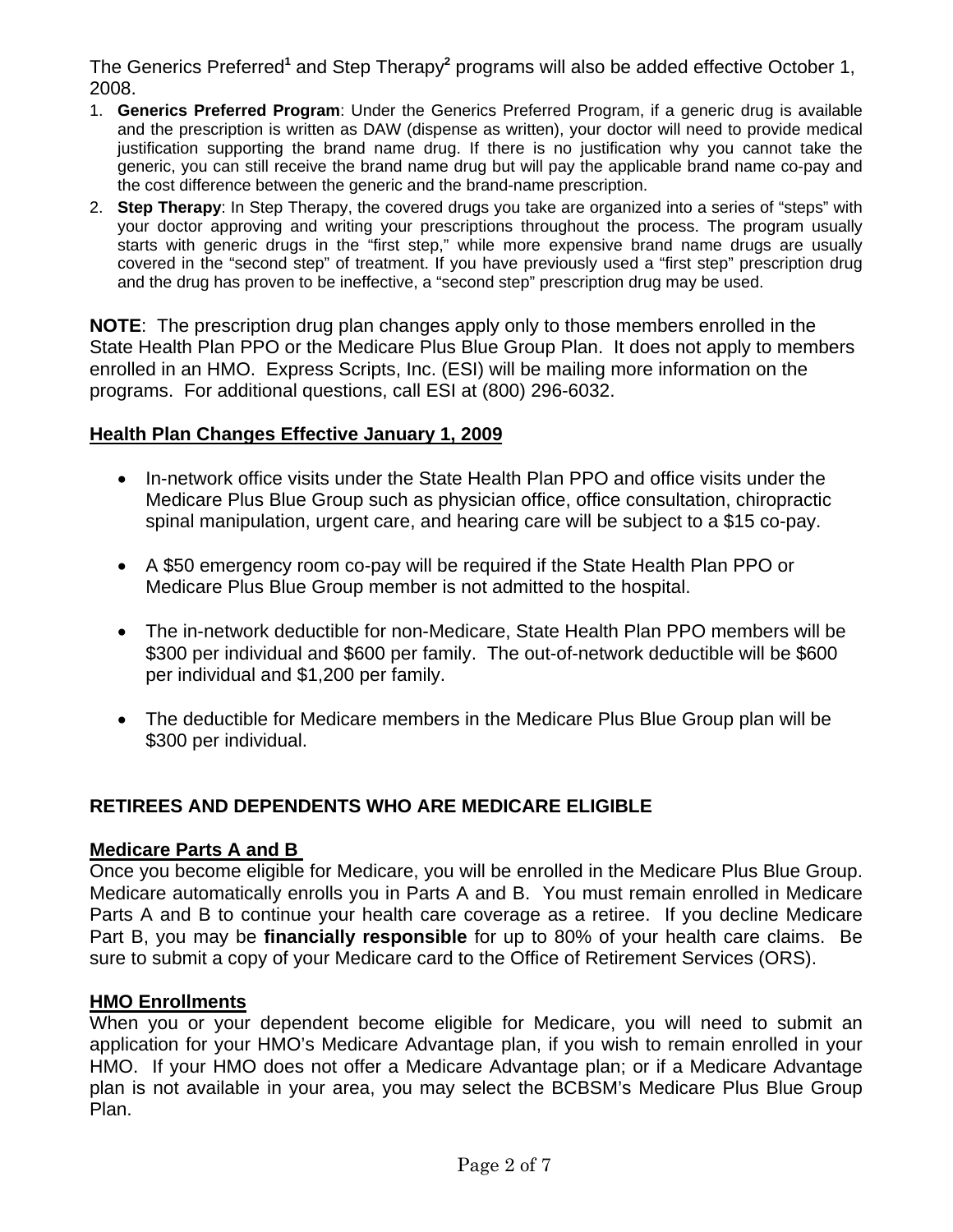The Generics Preferred[1] and Step Therapy[2] programs will also be added effective October 1, 2008.

1. **Generics Preferred Program**: Under the Generics Preferred Program, if a generic drug is available and the prescription is written as DAW (dispense as written), your doctor will need to provide medical justification supporting the brand name drug. If there is no justification why you cannot take the generic, you can still receive the brand name drug but will pay the applicable brand name co-pay and the cost difference between the generic and the brand-name prescription.
2. **Step Therapy**: In Step Therapy, the covered drugs you take are organized into a series of "steps" with your doctor approving and writing your prescriptions throughout the process. The program usually starts with generic drugs in the "first step," while more expensive brand name drugs are usually covered in the "second step" of treatment. If you have previously used a "first step" prescription drug and the drug has proven to be ineffective, a "second step" prescription drug may be used.

**NOTE**: The prescription drug plan changes apply only to those members enrolled in the State Health Plan PPO or the Medicare Plus Blue Group Plan. It does not apply to members enrolled in an HMO. Express Scripts, Inc. (ESI) will be mailing more information on the programs. For additional questions, call ESI at (800) 296-6032.

**Health Plan Changes Effective January 1, 2009**

- In-network office visits under the State Health Plan PPO and office visits under the Medicare Plus Blue Group such as physician office, office consultation, chiropractic spinal manipulation, urgent care, and hearing care will be subject to a $15 co-pay.
- A $50 emergency room co-pay will be required if the State Health Plan PPO or Medicare Plus Blue Group member is not admitted to the hospital.
- The in-network deductible for non-Medicare, State Health Plan PPO members will be $300 per individual and $600 per family. The out-of-network deductible will be $600 per individual and $1,200 per family.
- The deductible for Medicare members in the Medicare Plus Blue Group plan will be $300 per individual.

## RETIREES AND DEPENDENTS WHO ARE MEDICARE ELIGIBLE

**Medicare Parts A and B**

Once you become eligible for Medicare, you will be enrolled in the Medicare Plus Blue Group. Medicare automatically enrolls you in Parts A and B. You must remain enrolled in Medicare Parts A and B to continue your health care coverage as a retiree. If you decline Medicare Part B, you may be **financially responsible** for up to 80% of your health care claims. Be sure to submit a copy of your Medicare card to the Office of Retirement Services (ORS).

**HMO Enrollments**

When you or your dependent become eligible for Medicare, you will need to submit an application for your HMO's Medicare Advantage plan, if you wish to remain enrolled in your HMO. If your HMO does not offer a Medicare Advantage plan; or if a Medicare Advantage plan is not available in your area, you may select the BCBSM's Medicare Plus Blue Group Plan.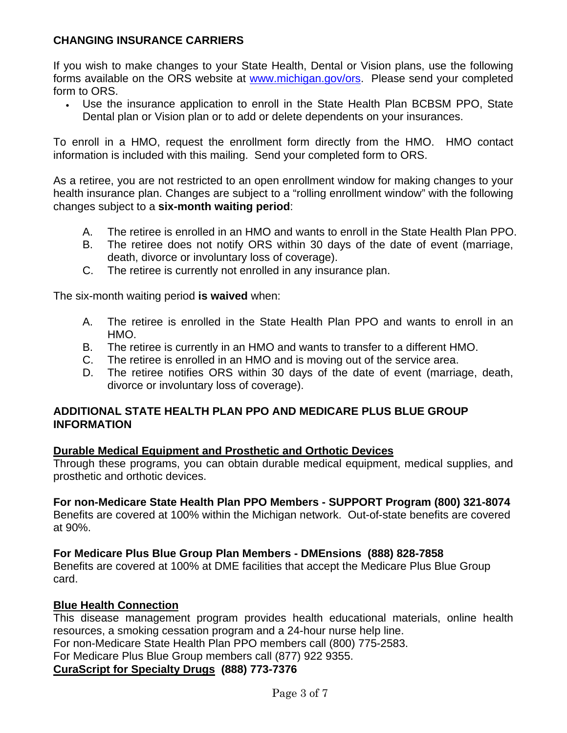## CHANGING INSURANCE CARRIERS

If you wish to make changes to your State Health, Dental or Vision plans, use the following forms available on the ORS website at [www.michigan.gov/ors](http://www.michigan.gov/ors). Please send your completed form to ORS.

- Use the insurance application to enroll in the State Health Plan BCBSM PPO, State Dental plan or Vision plan or to add or delete dependents on your insurances.

To enroll in a HMO, request the enrollment form directly from the HMO. HMO contact information is included with this mailing. Send your completed form to ORS.

As a retiree, you are not restricted to an open enrollment window for making changes to your health insurance plan. Changes are subject to a "rolling enrollment window" with the following changes subject to a **six-month waiting period**:

A. The retiree is enrolled in an HMO and wants to enroll in the State Health Plan PPO.
B. The retiree does not notify ORS within 30 days of the date of event (marriage, death, divorce or involuntary loss of coverage).
C. The retiree is currently not enrolled in any insurance plan.

The six-month waiting period **is waived** when:

A. The retiree is enrolled in the State Health Plan PPO and wants to enroll in an HMO.
B. The retiree is currently in an HMO and wants to transfer to a different HMO.
C. The retiree is enrolled in an HMO and is moving out of the service area.
D. The retiree notifies ORS within 30 days of the date of event (marriage, death, divorce or involuntary loss of coverage).

## ADDITIONAL STATE HEALTH PLAN PPO AND MEDICARE PLUS BLUE GROUP INFORMATION

**<u>Durable Medical Equipment and Prosthetic and Orthotic Devices</u>**
Through these programs, you can obtain durable medical equipment, medical supplies, and prosthetic and orthotic devices.

**For non-Medicare State Health Plan PPO Members - SUPPORT Program (800) 321-8074**
Benefits are covered at 100% within the Michigan network. Out-of-state benefits are covered at 90%.

**For Medicare Plus Blue Group Plan Members - DMEnsions (888) 828-7858**
Benefits are covered at 100% at DME facilities that accept the Medicare Plus Blue Group card.

**<u>Blue Health Connection</u>**
This disease management program provides health educational materials, online health resources, a smoking cessation program and a 24-hour nurse help line.
For non-Medicare State Health Plan PPO members call (800) 775-2583.
For Medicare Plus Blue Group members call (877) 922 9355.
**<u>CuraScript for Specialty Drugs</u> (888) 773-7376**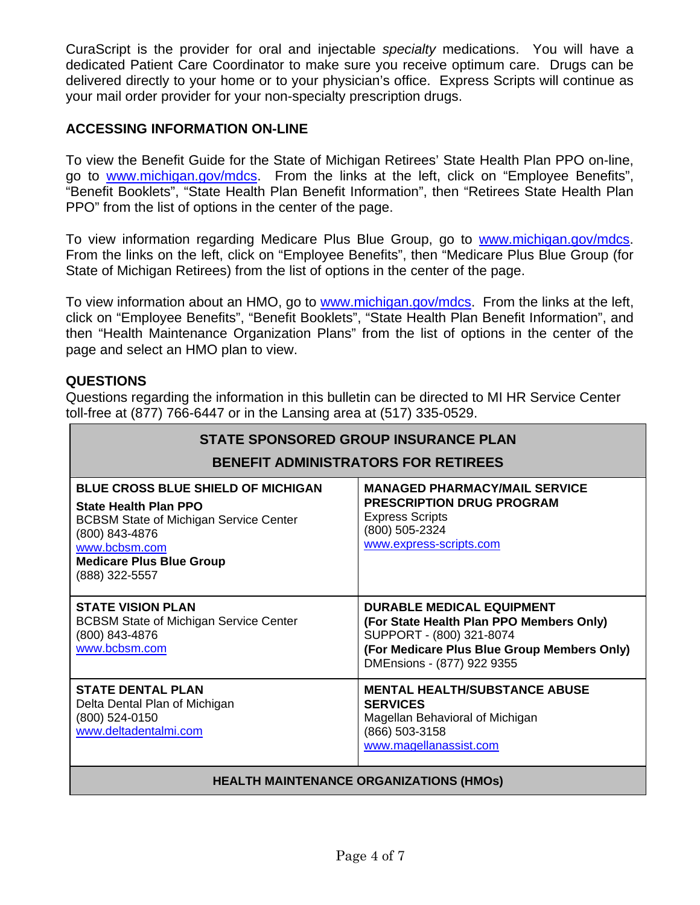CuraScript is the provider for oral and injectable *specialty* medications. You will have a dedicated Patient Care Coordinator to make sure you receive optimum care. Drugs can be delivered directly to your home or to your physician's office. Express Scripts will continue as your mail order provider for your non-specialty prescription drugs.

## ACCESSING INFORMATION ON-LINE

To view the Benefit Guide for the State of Michigan Retirees' State Health Plan PPO on-line, go to www.michigan.gov/mdcs. From the links at the left, click on "Employee Benefits", "Benefit Booklets", "State Health Plan Benefit Information", then "Retirees State Health Plan PPO" from the list of options in the center of the page.

To view information regarding Medicare Plus Blue Group, go to www.michigan.gov/mdcs. From the links on the left, click on "Employee Benefits", then "Medicare Plus Blue Group (for State of Michigan Retirees) from the list of options in the center of the page.

To view information about an HMO, go to www.michigan.gov/mdcs. From the links at the left, click on "Employee Benefits", "Benefit Booklets", "State Health Plan Benefit Information", and then "Health Maintenance Organization Plans" from the list of options in the center of the page and select an HMO plan to view.

## QUESTIONS

Questions regarding the information in this bulletin can be directed to MI HR Service Center toll-free at (877) 766-6447 or in the Lansing area at (517) 335-0529.

| STATE SPONSORED GROUP INSURANCE PLAN BENEFIT ADMINISTRATORS FOR RETIREES | |
|---|---|
| **BLUE CROSS BLUE SHIELD OF MICHIGAN**<br>**State Health Plan PPO**<br>BCBSM State of Michigan Service Center<br>(800) 843-4876<br>www.bcbsm.com<br>**Medicare Plus Blue Group**<br>(888) 322-5557 | **MANAGED PHARMACY/MAIL SERVICE PRESCRIPTION DRUG PROGRAM**<br>Express Scripts<br>(800) 505-2324<br>www.express-scripts.com |
| **STATE VISION PLAN**<br>BCBSM State of Michigan Service Center<br>(800) 843-4876<br>www.bcbsm.com | **DURABLE MEDICAL EQUIPMENT**<br>**(For State Health Plan PPO Members Only)**<br>SUPPORT - (800) 321-8074<br>**(For Medicare Plus Blue Group Members Only)**<br>DMEnsions - (877) 922 9355 |
| **STATE DENTAL PLAN**<br>Delta Dental Plan of Michigan<br>(800) 524-0150<br>www.deltadentalmi.com | **MENTAL HEALTH/SUBSTANCE ABUSE SERVICES**<br>Magellan Behavioral of Michigan<br>(866) 503-3158<br>www.magellanassist.com |
| **HEALTH MAINTENANCE ORGANIZATIONS (HMOs)** | |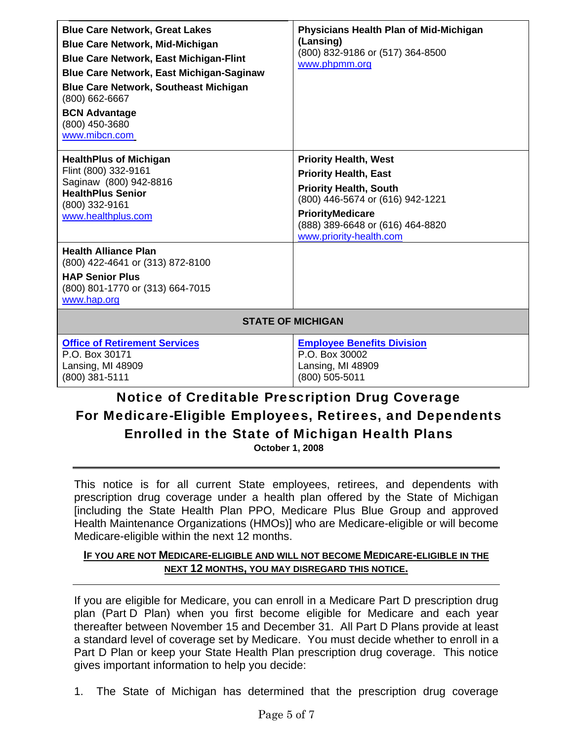| | |
|---|---|
| **Blue Care Network, Great Lakes**<br>**Blue Care Network, Mid-Michigan**<br>**Blue Care Network, East Michigan-Flint**<br>**Blue Care Network, East Michigan-Saginaw**<br>**Blue Care Network, Southeast Michigan**<br>(800) 662-6667<br>**BCN Advantage**<br>(800) 450-3680<br>www.mibcn.com | **Physicians Health Plan of Mid-Michigan (Lansing)**<br>(800) 832-9186 or (517) 364-8500<br>www.phpmm.org |
| **HealthPlus of Michigan**<br>Flint (800) 332-9161<br>Saginaw (800) 942-8816<br>**HealthPlus Senior**<br>(800) 332-9161<br>www.healthplus.com | **Priority Health, West**<br>**Priority Health, East**<br>**Priority Health, South**<br>(800) 446-5674 or (616) 942-1221<br>**PriorityMedicare**<br>(888) 389-6648 or (616) 464-8820<br>www.priority-health.com |
| **Health Alliance Plan**<br>(800) 422-4641 or (313) 872-8100<br>**HAP Senior Plus**<br>(800) 801-1770 or (313) 664-7015<br>www.hap.org | |
| **STATE OF MICHIGAN** | |
| **Office of Retirement Services**<br>P.O. Box 30171<br>Lansing, MI 48909<br>(800) 381-5111 | **Employee Benefits Division**<br>P.O. Box 30002<br>Lansing, MI 48909<br>(800) 505-5011 |

# Notice of Creditable Prescription Drug Coverage For Medicare-Eligible Employees, Retirees, and Dependents Enrolled in the State of Michigan Health Plans

**October 1, 2008**

This notice is for all current State employees, retirees, and dependents with prescription drug coverage under a health plan offered by the State of Michigan [including the State Health Plan PPO, Medicare Plus Blue Group and approved Health Maintenance Organizations (HMOs)] who are Medicare-eligible or will become Medicare-eligible within the next 12 months.

**IF YOU ARE NOT MEDICARE-ELIGIBLE AND WILL NOT BECOME MEDICARE-ELIGIBLE IN THE NEXT 12 MONTHS, YOU MAY DISREGARD THIS NOTICE.**

If you are eligible for Medicare, you can enroll in a Medicare Part D prescription drug plan (Part D Plan) when you first become eligible for Medicare and each year thereafter between November 15 and December 31. All Part D Plans provide at least a standard level of coverage set by Medicare. You must decide whether to enroll in a Part D Plan or keep your State Health Plan prescription drug coverage. This notice gives important information to help you decide:

1. The State of Michigan has determined that the prescription drug coverage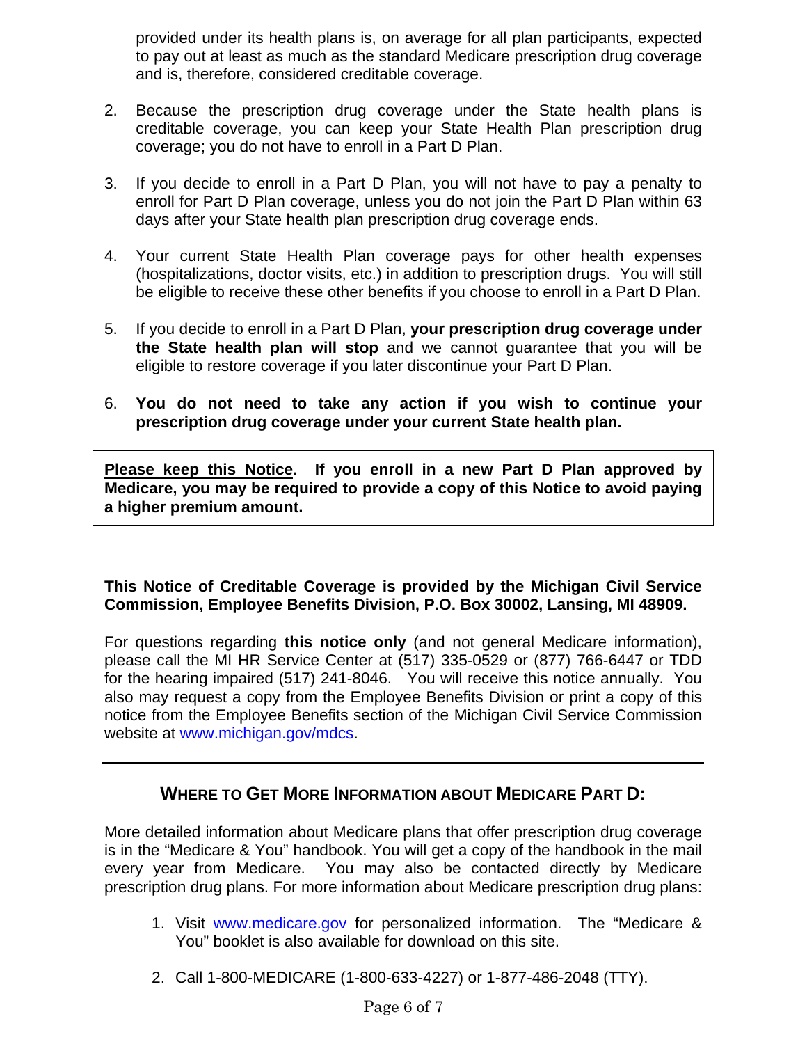provided under its health plans is, on average for all plan participants, expected to pay out at least as much as the standard Medicare prescription drug coverage and is, therefore, considered creditable coverage.

2. Because the prescription drug coverage under the State health plans is creditable coverage, you can keep your State Health Plan prescription drug coverage; you do not have to enroll in a Part D Plan.

3. If you decide to enroll in a Part D Plan, you will not have to pay a penalty to enroll for Part D Plan coverage, unless you do not join the Part D Plan within 63 days after your State health plan prescription drug coverage ends.

4. Your current State Health Plan coverage pays for other health expenses (hospitalizations, doctor visits, etc.) in addition to prescription drugs. You will still be eligible to receive these other benefits if you choose to enroll in a Part D Plan.

5. If you decide to enroll in a Part D Plan, **your prescription drug coverage under the State health plan will stop** and we cannot guarantee that you will be eligible to restore coverage if you later discontinue your Part D Plan.

6. **You do not need to take any action if you wish to continue your prescription drug coverage under your current State health plan.**

**<u>Please keep this Notice</u>. If you enroll in a new Part D Plan approved by Medicare, you may be required to provide a copy of this Notice to avoid paying a higher premium amount.**

**This Notice of Creditable Coverage is provided by the Michigan Civil Service Commission, Employee Benefits Division, P.O. Box 30002, Lansing, MI 48909.**

For questions regarding **this notice only** (and not general Medicare information), please call the MI HR Service Center at (517) 335-0529 or (877) 766-6447 or TDD for the hearing impaired (517) 241-8046. You will receive this notice annually. You also may request a copy from the Employee Benefits Division or print a copy of this notice from the Employee Benefits section of the Michigan Civil Service Commission website at www.michigan.gov/mdcs.

---

## WHERE TO GET MORE INFORMATION ABOUT MEDICARE PART D:

More detailed information about Medicare plans that offer prescription drug coverage is in the "Medicare & You" handbook. You will get a copy of the handbook in the mail every year from Medicare. You may also be contacted directly by Medicare prescription drug plans. For more information about Medicare prescription drug plans:

1. Visit www.medicare.gov for personalized information. The "Medicare & You" booklet is also available for download on this site.

2. Call 1-800-MEDICARE (1-800-633-4227) or 1-877-486-2048 (TTY).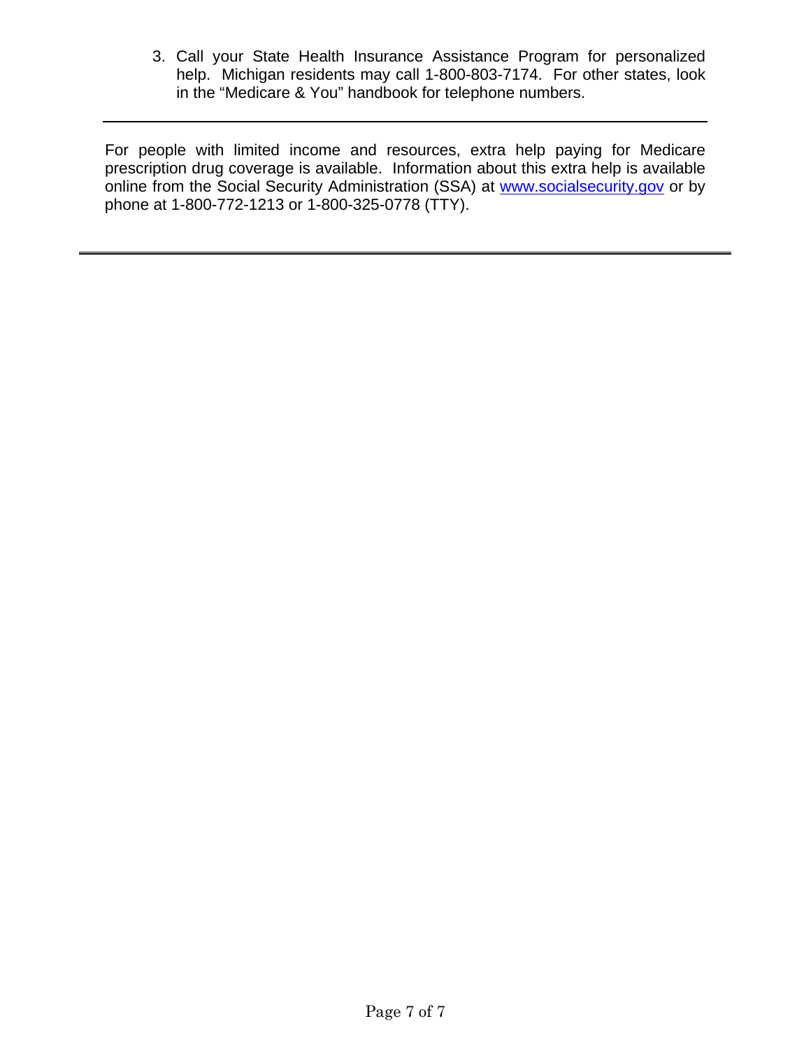3. Call your State Health Insurance Assistance Program for personalized help. Michigan residents may call 1-800-803-7174. For other states, look in the “Medicare & You” handbook for telephone numbers.

---

For people with limited income and resources, extra help paying for Medicare prescription drug coverage is available. Information about this extra help is available online from the Social Security Administration (SSA) at www.socialsecurity.gov or by phone at 1-800-772-1213 or 1-800-325-0778 (TTY).

---